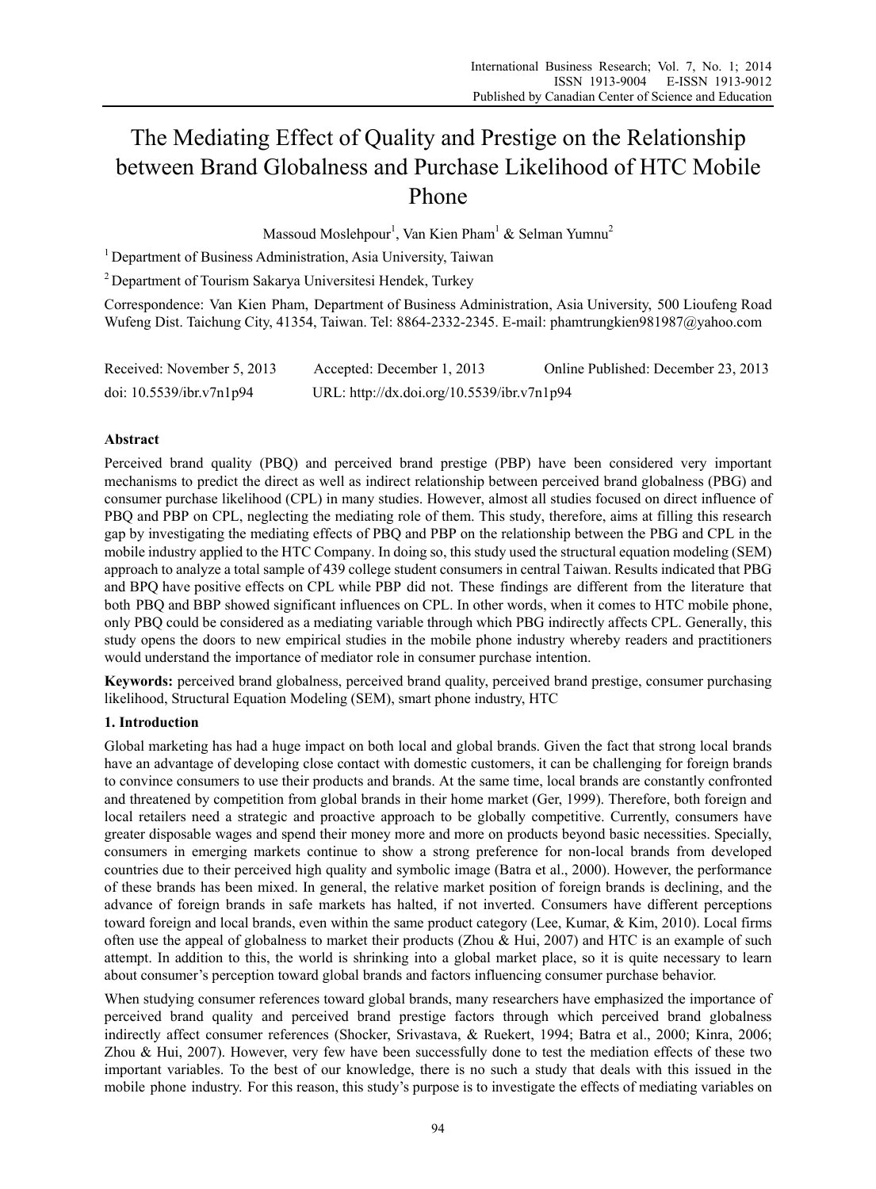# The Mediating Effect of Quality and Prestige on the Relationship between Brand Globalness and Purchase Likelihood of HTC Mobile Phone

Massoud Moslehpour[1], Van Kien Pham[1] & Selman Yumnu[2]

[1] Department of Business Administration, Asia University, Taiwan

[2] Department of Tourism Sakarya Universitesi Hendek, Turkey

Correspondence: Van Kien Pham, Department of Business Administration, Asia University, 500 Lioufeng Road Wufeng Dist. Taichung City, 41354, Taiwan. Tel: 8864-2332-2345. E-mail: phamtrungkien981987@yahoo.com

Received: November 5, 2013 Accepted: December 1, 2013 Online Published: December 23, 2013

doi: 10.5539/ibr.v7n1p94 URL: http://dx.doi.org/10.5539/ibr.v7n1p94

## Abstract

Perceived brand quality (PBQ) and perceived brand prestige (PBP) have been considered very important mechanisms to predict the direct as well as indirect relationship between perceived brand globalness (PBG) and consumer purchase likelihood (CPL) in many studies. However, almost all studies focused on direct influence of PBQ and PBP on CPL, neglecting the mediating role of them. This study, therefore, aims at filling this research gap by investigating the mediating effects of PBQ and PBP on the relationship between the PBG and CPL in the mobile industry applied to the HTC Company. In doing so, this study used the structural equation modeling (SEM) approach to analyze a total sample of 439 college student consumers in central Taiwan. Results indicated that PBG and BPQ have positive effects on CPL while PBP did not. These findings are different from the literature that both PBQ and BBP showed significant influences on CPL. In other words, when it comes to HTC mobile phone, only PBQ could be considered as a mediating variable through which PBG indirectly affects CPL. Generally, this study opens the doors to new empirical studies in the mobile phone industry whereby readers and practitioners would understand the importance of mediator role in consumer purchase intention.

**Keywords:** perceived brand globalness, perceived brand quality, perceived brand prestige, consumer purchasing likelihood, Structural Equation Modeling (SEM), smart phone industry, HTC

## 1. Introduction

Global marketing has had a huge impact on both local and global brands. Given the fact that strong local brands have an advantage of developing close contact with domestic customers, it can be challenging for foreign brands to convince consumers to use their products and brands. At the same time, local brands are constantly confronted and threatened by competition from global brands in their home market (Ger, 1999). Therefore, both foreign and local retailers need a strategic and proactive approach to be globally competitive. Currently, consumers have greater disposable wages and spend their money more and more on products beyond basic necessities. Specially, consumers in emerging markets continue to show a strong preference for non-local brands from developed countries due to their perceived high quality and symbolic image (Batra et al., 2000). However, the performance of these brands has been mixed. In general, the relative market position of foreign brands is declining, and the advance of foreign brands in safe markets has halted, if not inverted. Consumers have different perceptions toward foreign and local brands, even within the same product category (Lee, Kumar, & Kim, 2010). Local firms often use the appeal of globalness to market their products (Zhou & Hui, 2007) and HTC is an example of such attempt. In addition to this, the world is shrinking into a global market place, so it is quite necessary to learn about consumer's perception toward global brands and factors influencing consumer purchase behavior.

When studying consumer references toward global brands, many researchers have emphasized the importance of perceived brand quality and perceived brand prestige factors through which perceived brand globalness indirectly affect consumer references (Shocker, Srivastava, & Ruekert, 1994; Batra et al., 2000; Kinra, 2006; Zhou & Hui, 2007). However, very few have been successfully done to test the mediation effects of these two important variables. To the best of our knowledge, there is no such a study that deals with this issued in the mobile phone industry. For this reason, this study's purpose is to investigate the effects of mediating variables on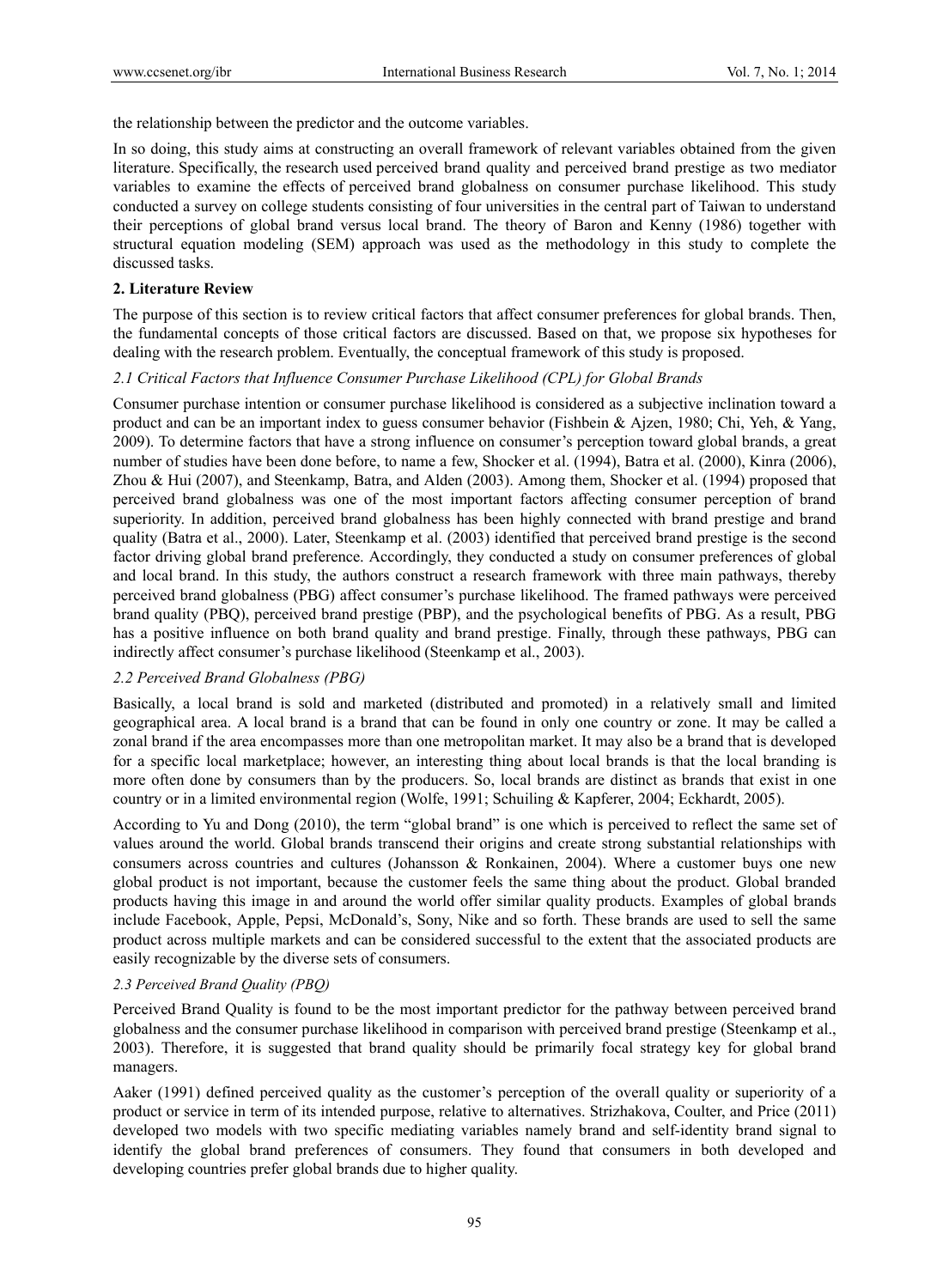the relationship between the predictor and the outcome variables.

In so doing, this study aims at constructing an overall framework of relevant variables obtained from the given literature. Specifically, the research used perceived brand quality and perceived brand prestige as two mediator variables to examine the effects of perceived brand globalness on consumer purchase likelihood. This study conducted a survey on college students consisting of four universities in the central part of Taiwan to understand their perceptions of global brand versus local brand. The theory of Baron and Kenny (1986) together with structural equation modeling (SEM) approach was used as the methodology in this study to complete the discussed tasks.

## 2. Literature Review

The purpose of this section is to review critical factors that affect consumer preferences for global brands. Then, the fundamental concepts of those critical factors are discussed. Based on that, we propose six hypotheses for dealing with the research problem. Eventually, the conceptual framework of this study is proposed.

### *2.1 Critical Factors that Influence Consumer Purchase Likelihood (CPL) for Global Brands*

Consumer purchase intention or consumer purchase likelihood is considered as a subjective inclination toward a product and can be an important index to guess consumer behavior (Fishbein & Ajzen, 1980; Chi, Yeh, & Yang, 2009). To determine factors that have a strong influence on consumer's perception toward global brands, a great number of studies have been done before, to name a few, Shocker et al. (1994), Batra et al. (2000), Kinra (2006), Zhou & Hui (2007), and Steenkamp, Batra, and Alden (2003). Among them, Shocker et al. (1994) proposed that perceived brand globalness was one of the most important factors affecting consumer perception of brand superiority. In addition, perceived brand globalness has been highly connected with brand prestige and brand quality (Batra et al., 2000). Later, Steenkamp et al. (2003) identified that perceived brand prestige is the second factor driving global brand preference. Accordingly, they conducted a study on consumer preferences of global and local brand. In this study, the authors construct a research framework with three main pathways, thereby perceived brand globalness (PBG) affect consumer's purchase likelihood. The framed pathways were perceived brand quality (PBQ), perceived brand prestige (PBP), and the psychological benefits of PBG. As a result, PBG has a positive influence on both brand quality and brand prestige. Finally, through these pathways, PBG can indirectly affect consumer's purchase likelihood (Steenkamp et al., 2003).

### *2.2 Perceived Brand Globalness (PBG)*

Basically, a local brand is sold and marketed (distributed and promoted) in a relatively small and limited geographical area. A local brand is a brand that can be found in only one country or zone. It may be called a zonal brand if the area encompasses more than one metropolitan market. It may also be a brand that is developed for a specific local marketplace; however, an interesting thing about local brands is that the local branding is more often done by consumers than by the producers. So, local brands are distinct as brands that exist in one country or in a limited environmental region (Wolfe, 1991; Schuiling & Kapferer, 2004; Eckhardt, 2005).

According to Yu and Dong (2010), the term "global brand" is one which is perceived to reflect the same set of values around the world. Global brands transcend their origins and create strong substantial relationships with consumers across countries and cultures (Johansson & Ronkainen, 2004). Where a customer buys one new global product is not important, because the customer feels the same thing about the product. Global branded products having this image in and around the world offer similar quality products. Examples of global brands include Facebook, Apple, Pepsi, McDonald's, Sony, Nike and so forth. These brands are used to sell the same product across multiple markets and can be considered successful to the extent that the associated products are easily recognizable by the diverse sets of consumers.

### *2.3 Perceived Brand Quality (PBQ)*

Perceived Brand Quality is found to be the most important predictor for the pathway between perceived brand globalness and the consumer purchase likelihood in comparison with perceived brand prestige (Steenkamp et al., 2003). Therefore, it is suggested that brand quality should be primarily focal strategy key for global brand managers.

Aaker (1991) defined perceived quality as the customer's perception of the overall quality or superiority of a product or service in term of its intended purpose, relative to alternatives. Strizhakova, Coulter, and Price (2011) developed two models with two specific mediating variables namely brand and self-identity brand signal to identify the global brand preferences of consumers. They found that consumers in both developed and developing countries prefer global brands due to higher quality.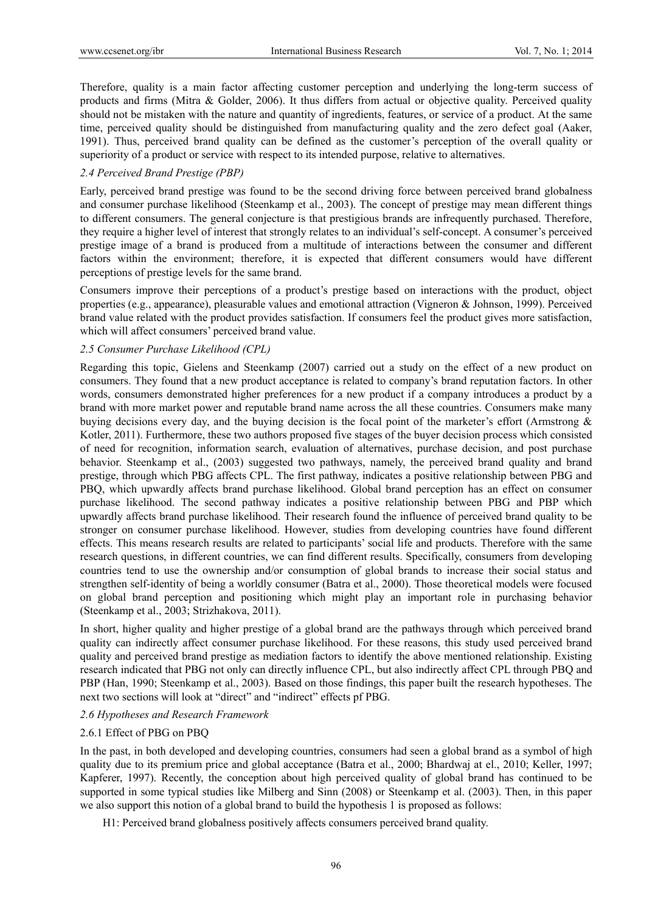Therefore, quality is a main factor affecting customer perception and underlying the long-term success of products and firms (Mitra & Golder, 2006). It thus differs from actual or objective quality. Perceived quality should not be mistaken with the nature and quantity of ingredients, features, or service of a product. At the same time, perceived quality should be distinguished from manufacturing quality and the zero defect goal (Aaker, 1991). Thus, perceived brand quality can be defined as the customer's perception of the overall quality or superiority of a product or service with respect to its intended purpose, relative to alternatives.

### *2.4 Perceived Brand Prestige (PBP)*

Early, perceived brand prestige was found to be the second driving force between perceived brand globalness and consumer purchase likelihood (Steenkamp et al., 2003). The concept of prestige may mean different things to different consumers. The general conjecture is that prestigious brands are infrequently purchased. Therefore, they require a higher level of interest that strongly relates to an individual's self-concept. A consumer's perceived prestige image of a brand is produced from a multitude of interactions between the consumer and different factors within the environment; therefore, it is expected that different consumers would have different perceptions of prestige levels for the same brand.

Consumers improve their perceptions of a product's prestige based on interactions with the product, object properties (e.g., appearance), pleasurable values and emotional attraction (Vigneron & Johnson, 1999). Perceived brand value related with the product provides satisfaction. If consumers feel the product gives more satisfaction, which will affect consumers' perceived brand value.

### *2.5 Consumer Purchase Likelihood (CPL)*

Regarding this topic, Gielens and Steenkamp (2007) carried out a study on the effect of a new product on consumers. They found that a new product acceptance is related to company's brand reputation factors. In other words, consumers demonstrated higher preferences for a new product if a company introduces a product by a brand with more market power and reputable brand name across the all these countries. Consumers make many buying decisions every day, and the buying decision is the focal point of the marketer's effort (Armstrong & Kotler, 2011). Furthermore, these two authors proposed five stages of the buyer decision process which consisted of need for recognition, information search, evaluation of alternatives, purchase decision, and post purchase behavior. Steenkamp et al., (2003) suggested two pathways, namely, the perceived brand quality and brand prestige, through which PBG affects CPL. The first pathway, indicates a positive relationship between PBG and PBQ, which upwardly affects brand purchase likelihood. Global brand perception has an effect on consumer purchase likelihood. The second pathway indicates a positive relationship between PBG and PBP which upwardly affects brand purchase likelihood. Their research found the influence of perceived brand quality to be stronger on consumer purchase likelihood. However, studies from developing countries have found different effects. This means research results are related to participants' social life and products. Therefore with the same research questions, in different countries, we can find different results. Specifically, consumers from developing countries tend to use the ownership and/or consumption of global brands to increase their social status and strengthen self-identity of being a worldly consumer (Batra et al., 2000). Those theoretical models were focused on global brand perception and positioning which might play an important role in purchasing behavior (Steenkamp et al., 2003; Strizhakova, 2011).

In short, higher quality and higher prestige of a global brand are the pathways through which perceived brand quality can indirectly affect consumer purchase likelihood. For these reasons, this study used perceived brand quality and perceived brand prestige as mediation factors to identify the above mentioned relationship. Existing research indicated that PBG not only can directly influence CPL, but also indirectly affect CPL through PBQ and PBP (Han, 1990; Steenkamp et al., 2003). Based on those findings, this paper built the research hypotheses. The next two sections will look at "direct" and "indirect" effects pf PBG.

### *2.6 Hypotheses and Research Framework*

#### 2.6.1 Effect of PBG on PBQ

In the past, in both developed and developing countries, consumers had seen a global brand as a symbol of high quality due to its premium price and global acceptance (Batra et al., 2000; Bhardwaj at el., 2010; Keller, 1997; Kapferer, 1997). Recently, the conception about high perceived quality of global brand has continued to be supported in some typical studies like Milberg and Sinn (2008) or Steenkamp et al. (2003). Then, in this paper we also support this notion of a global brand to build the hypothesis 1 is proposed as follows:

H1: Perceived brand globalness positively affects consumers perceived brand quality.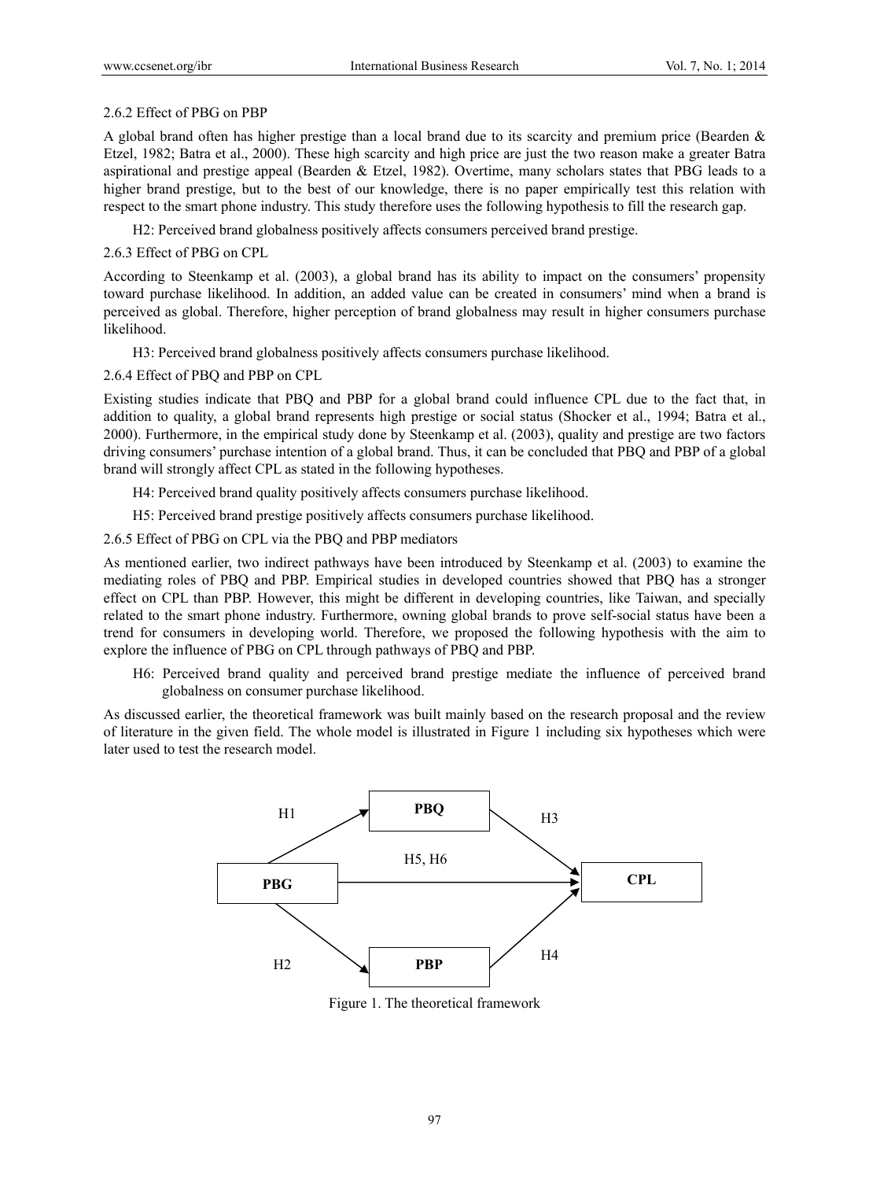2.6.2 Effect of PBG on PBP

A global brand often has higher prestige than a local brand due to its scarcity and premium price (Bearden & Etzel, 1982; Batra et al., 2000). These high scarcity and high price are just the two reason make a greater Batra aspirational and prestige appeal (Bearden & Etzel, 1982). Overtime, many scholars states that PBG leads to a higher brand prestige, but to the best of our knowledge, there is no paper empirically test this relation with respect to the smart phone industry. This study therefore uses the following hypothesis to fill the research gap.

H2: Perceived brand globalness positively affects consumers perceived brand prestige.

2.6.3 Effect of PBG on CPL

According to Steenkamp et al. (2003), a global brand has its ability to impact on the consumers' propensity toward purchase likelihood. In addition, an added value can be created in consumers' mind when a brand is perceived as global. Therefore, higher perception of brand globalness may result in higher consumers purchase likelihood.

H3: Perceived brand globalness positively affects consumers purchase likelihood.

2.6.4 Effect of PBQ and PBP on CPL

Existing studies indicate that PBQ and PBP for a global brand could influence CPL due to the fact that, in addition to quality, a global brand represents high prestige or social status (Shocker et al., 1994; Batra et al., 2000). Furthermore, in the empirical study done by Steenkamp et al. (2003), quality and prestige are two factors driving consumers' purchase intention of a global brand. Thus, it can be concluded that PBQ and PBP of a global brand will strongly affect CPL as stated in the following hypotheses.

H4: Perceived brand quality positively affects consumers purchase likelihood.

H5: Perceived brand prestige positively affects consumers purchase likelihood.

2.6.5 Effect of PBG on CPL via the PBQ and PBP mediators

As mentioned earlier, two indirect pathways have been introduced by Steenkamp et al. (2003) to examine the mediating roles of PBQ and PBP. Empirical studies in developed countries showed that PBQ has a stronger effect on CPL than PBP. However, this might be different in developing countries, like Taiwan, and specially related to the smart phone industry. Furthermore, owning global brands to prove self-social status have been a trend for consumers in developing world. Therefore, we proposed the following hypothesis with the aim to explore the influence of PBG on CPL through pathways of PBQ and PBP.

H6: Perceived brand quality and perceived brand prestige mediate the influence of perceived brand globalness on consumer purchase likelihood.

As discussed earlier, the theoretical framework was built mainly based on the research proposal and the review of literature in the given field. The whole model is illustrated in Figure 1 including six hypotheses which were later used to test the research model.

PBQ
PBG
CPL
PBP
H1
H2
H3
H4
H5, H6

Figure 1. The theoretical framework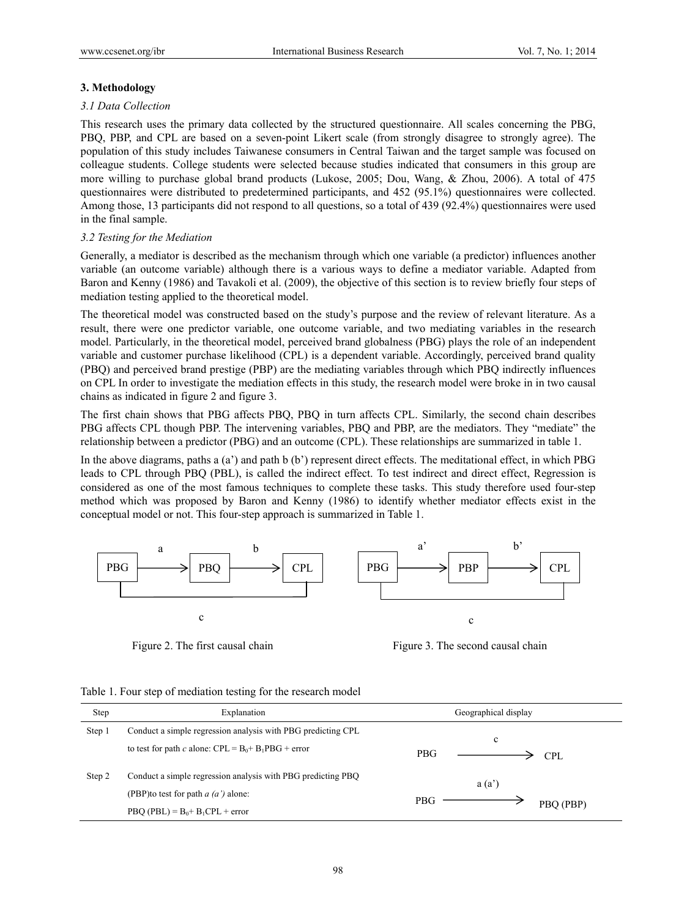## 3. Methodology

### 3.1 Data Collection

This research uses the primary data collected by the structured questionnaire. All scales concerning the PBG, PBQ, PBP, and CPL are based on a seven-point Likert scale (from strongly disagree to strongly agree). The population of this study includes Taiwanese consumers in Central Taiwan and the target sample was focused on colleague students. College students were selected because studies indicated that consumers in this group are more willing to purchase global brand products (Lukose, 2005; Dou, Wang, & Zhou, 2006). A total of 475 questionnaires were distributed to predetermined participants, and 452 (95.1%) questionnaires were collected. Among those, 13 participants did not respond to all questions, so a total of 439 (92.4%) questionnaires were used in the final sample.

### 3.2 Testing for the Mediation

Generally, a mediator is described as the mechanism through which one variable (a predictor) influences another variable (an outcome variable) although there is a various ways to define a mediator variable. Adapted from Baron and Kenny (1986) and Tavakoli et al. (2009), the objective of this section is to review briefly four steps of mediation testing applied to the theoretical model.

The theoretical model was constructed based on the study's purpose and the review of relevant literature. As a result, there were one predictor variable, one outcome variable, and two mediating variables in the research model. Particularly, in the theoretical model, perceived brand globalness (PBG) plays the role of an independent variable and customer purchase likelihood (CPL) is a dependent variable. Accordingly, perceived brand quality (PBQ) and perceived brand prestige (PBP) are the mediating variables through which PBQ indirectly influences on CPL In order to investigate the mediation effects in this study, the research model were broke in in two causal chains as indicated in figure 2 and figure 3.

The first chain shows that PBG affects PBQ, PBQ in turn affects CPL. Similarly, the second chain describes PBG affects CPL though PBP. The intervening variables, PBQ and PBP, are the mediators. They "mediate" the relationship between a predictor (PBG) and an outcome (CPL). These relationships are summarized in table 1.

In the above diagrams, paths a (a') and path b (b') represent direct effects. The meditational effect, in which PBG leads to CPL through PBQ (PBL), is called the indirect effect. To test indirect and direct effect, Regression is considered as one of the most famous techniques to complete these tasks. This study therefore used four-step method which was proposed by Baron and Kenny (1986) to identify whether mediator effects exist in the conceptual model or not. This four-step approach is summarized in Table 1.

a b
PBG PBQ CPL
c

Figure 2. The first causal chain

a' b'
PBG PBP CPL
c

Figure 3. The second causal chain

Table 1. Four step of mediation testing for the research model

| Step | Explanation | Geographical display |
|---|---|---|
| Step 1 | Conduct a simple regression analysis with PBG predicting CPL to test for path *c* alone: $CPL = B_0 + B_1PBG + error$ | PBG —c→ CPL |
| Step 2 | Conduct a simple regression analysis with PBG predicting PBQ (PBP)to test for path *a (a')* alone: $PBQ\ (PBL) = B_0 + B_1CPL + error$ | PBG —a (a')→ PBQ (PBP) |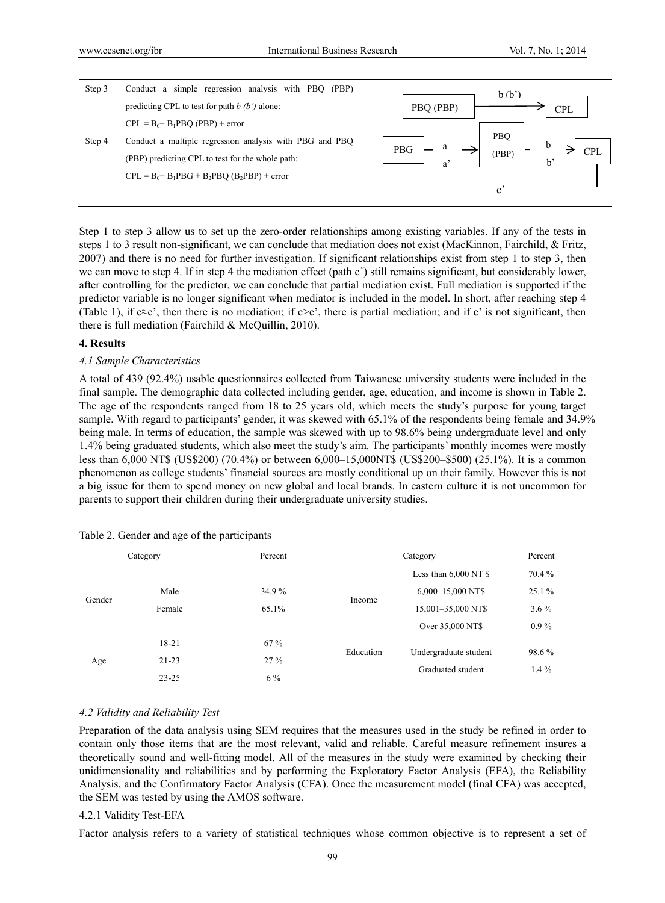| | | |
|---|---|---|
| Step 3 | Conduct a simple regression analysis with PBQ (PBP) predicting CPL to test for path *b (b')* alone: $CPL = B_0 + B_1PBQ\ (PBP) + error$ | PBQ (PBP) → b (b') → CPL |
| Step 4 | Conduct a multiple regression analysis with PBG and PBQ (PBP) predicting CPL to test for the whole path: $CPL = B_0 + B_1PBG + B_2PBQ\ (B_2PBP) + error$ | PBG → a a' → PBQ (PBP) → b b' → CPL; PBG → c' → CPL |

Step 1 to step 3 allow us to set up the zero-order relationships among existing variables. If any of the tests in steps 1 to 3 result non-significant, we can conclude that mediation does not exist (MacKinnon, Fairchild, & Fritz, 2007) and there is no need for further investigation. If significant relationships exist from step 1 to step 3, then we can move to step 4. If in step 4 the mediation effect (path c') still remains significant, but considerably lower, after controlling for the predictor, we can conclude that partial mediation exist. Full mediation is supported if the predictor variable is no longer significant when mediator is included in the model. In short, after reaching step 4 (Table 1), if $c \approx c'$, then there is no mediation; if $c > c'$, there is partial mediation; and if c' is not significant, then there is full mediation (Fairchild & McQuillin, 2010).

## 4. Results

### *4.1 Sample Characteristics*

A total of 439 (92.4%) usable questionnaires collected from Taiwanese university students were included in the final sample. The demographic data collected including gender, age, education, and income is shown in Table 2. The age of the respondents ranged from 18 to 25 years old, which meets the study's purpose for young target sample. With regard to participants' gender, it was skewed with 65.1% of the respondents being female and 34.9% being male. In terms of education, the sample was skewed with up to 98.6% being undergraduate level and only 1.4% being graduated students, which also meet the study's aim. The participants' monthly incomes were mostly less than 6,000 NT$ (US$200) (70.4%) or between 6,000–15,000NT$ (US$200–$500) (25.1%). It is a common phenomenon as college students' financial sources are mostly conditional up on their family. However this is not a big issue for them to spend money on new global and local brands. In eastern culture it is not uncommon for parents to support their children during their undergraduate university studies.

Table 2. Gender and age of the participants

| Category | | Percent | Category | | Percent |
|---|---|---|---|---|---|
| Gender | Male | 34.9 % | Income | Less than 6,000 NT $ | 70.4 % |
| | Female | 65.1% | | 6,000–15,000 NT$ | 25.1 % |
| | | | | 15,001–35,000 NT$ | 3.6 % |
| | | | | Over 35,000 NT$ | 0.9 % |
| Age | 18-21 | 67 % | Education | Undergraduate student | 98.6 % |
| | 21-23 | 27 % | | Graduated student | 1.4 % |
| | 23-25 | 6 % | | | |

### *4.2 Validity and Reliability Test*

Preparation of the data analysis using SEM requires that the measures used in the study be refined in order to contain only those items that are the most relevant, valid and reliable. Careful measure refinement insures a theoretically sound and well-fitting model. All of the measures in the study were examined by checking their unidimensionality and reliabilities and by performing the Exploratory Factor Analysis (EFA), the Reliability Analysis, and the Confirmatory Factor Analysis (CFA). Once the measurement model (final CFA) was accepted, the SEM was tested by using the AMOS software.

#### 4.2.1 Validity Test-EFA

Factor analysis refers to a variety of statistical techniques whose common objective is to represent a set of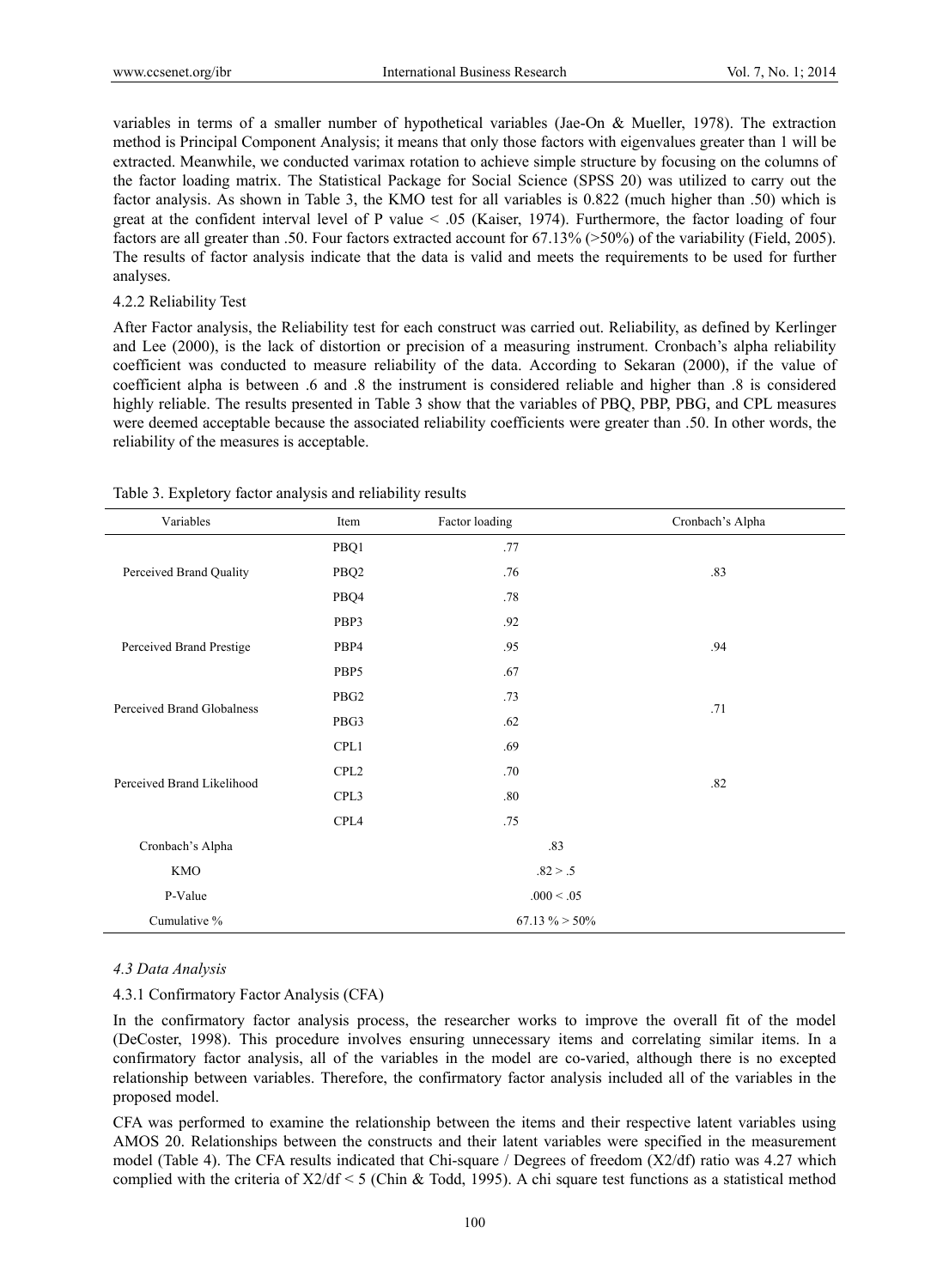variables in terms of a smaller number of hypothetical variables (Jae-On & Mueller, 1978). The extraction method is Principal Component Analysis; it means that only those factors with eigenvalues greater than 1 will be extracted. Meanwhile, we conducted varimax rotation to achieve simple structure by focusing on the columns of the factor loading matrix. The Statistical Package for Social Science (SPSS 20) was utilized to carry out the factor analysis. As shown in Table 3, the KMO test for all variables is 0.822 (much higher than .50) which is great at the confident interval level of P value < .05 (Kaiser, 1974). Furthermore, the factor loading of four factors are all greater than .50. Four factors extracted account for 67.13% (>50%) of the variability (Field, 2005). The results of factor analysis indicate that the data is valid and meets the requirements to be used for further analyses.

#### 4.2.2 Reliability Test

After Factor analysis, the Reliability test for each construct was carried out. Reliability, as defined by Kerlinger and Lee (2000), is the lack of distortion or precision of a measuring instrument. Cronbach's alpha reliability coefficient was conducted to measure reliability of the data. According to Sekaran (2000), if the value of coefficient alpha is between .6 and .8 the instrument is considered reliable and higher than .8 is considered highly reliable. The results presented in Table 3 show that the variables of PBQ, PBP, PBG, and CPL measures were deemed acceptable because the associated reliability coefficients were greater than .50. In other words, the reliability of the measures is acceptable.

Table 3. Expletory factor analysis and reliability results

| Variables | Item | Factor loading | Cronbach's Alpha |
|---|---|---|---|
| Perceived Brand Quality | PBQ1 | .77 | .83 |
| | PBQ2 | .76 | |
| | PBQ4 | .78 | |
| Perceived Brand Prestige | PBP3 | .92 | .94 |
| | PBP4 | .95 | |
| | PBP5 | .67 | |
| Perceived Brand Globalness | PBG2 | .73 | .71 |
| | PBG3 | .62 | |
| Perceived Brand Likelihood | CPL1 | .69 | .82 |
| | CPL2 | .70 | |
| | CPL3 | .80 | |
| | CPL4 | .75 | |
| Cronbach's Alpha | | .83 | |
| KMO | | .82 > .5 | |
| P-Value | | .000 < .05 | |
| Cumulative % | | 67.13 % > 50% | |

### *4.3 Data Analysis*

#### 4.3.1 Confirmatory Factor Analysis (CFA)

In the confirmatory factor analysis process, the researcher works to improve the overall fit of the model (DeCoster, 1998). This procedure involves ensuring unnecessary items and correlating similar items. In a confirmatory factor analysis, all of the variables in the model are co-varied, although there is no excepted relationship between variables. Therefore, the confirmatory factor analysis included all of the variables in the proposed model.

CFA was performed to examine the relationship between the items and their respective latent variables using AMOS 20. Relationships between the constructs and their latent variables were specified in the measurement model (Table 4). The CFA results indicated that Chi-square / Degrees of freedom (X2/df) ratio was 4.27 which complied with the criteria of X2/df < 5 (Chin & Todd, 1995). A chi square test functions as a statistical method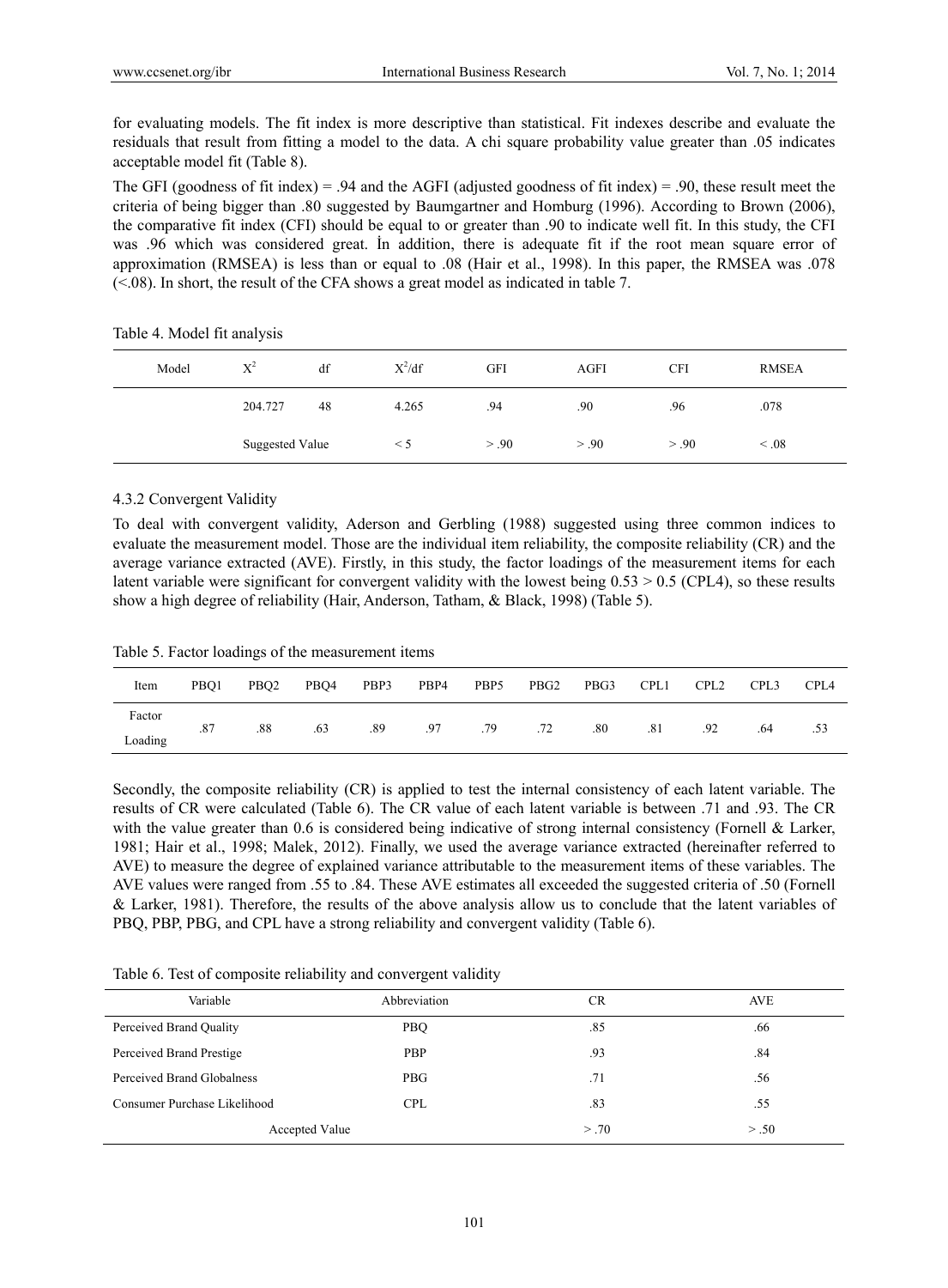for evaluating models. The fit index is more descriptive than statistical. Fit indexes describe and evaluate the residuals that result from fitting a model to the data. A chi square probability value greater than .05 indicates acceptable model fit (Table 8).

The GFI (goodness of fit index) = .94 and the AGFI (adjusted goodness of fit index) = .90, these result meet the criteria of being bigger than .80 suggested by Baumgartner and Homburg (1996). According to Brown (2006), the comparative fit index (CFI) should be equal to or greater than .90 to indicate well fit. In this study, the CFI was .96 which was considered great. İn addition, there is adequate fit if the root mean square error of approximation (RMSEA) is less than or equal to .08 (Hair et al., 1998). In this paper, the RMSEA was .078 (<.08). In short, the result of the CFA shows a great model as indicated in table 7.

Table 4. Model fit analysis

| Model | $X^2$ | df | $X^2$/df | GFI | AGFI | CFI | RMSEA |
|---|---|---|---|---|---|---|---|
| | 204.727 | 48 | 4.265 | .94 | .90 | .96 | .078 |
| | Suggested Value | | < 5 | > .90 | > .90 | > .90 | < .08 |

### 4.3.2 Convergent Validity

To deal with convergent validity, Aderson and Gerbling (1988) suggested using three common indices to evaluate the measurement model. Those are the individual item reliability, the composite reliability (CR) and the average variance extracted (AVE). Firstly, in this study, the factor loadings of the measurement items for each latent variable were significant for convergent validity with the lowest being 0.53 > 0.5 (CPL4), so these results show a high degree of reliability (Hair, Anderson, Tatham, & Black, 1998) (Table 5).

Table 5. Factor loadings of the measurement items

| Item | PBQ1 | PBQ2 | PBQ4 | PBP3 | PBP4 | PBP5 | PBG2 | PBG3 | CPL1 | CPL2 | CPL3 | CPL4 |
|---|---|---|---|---|---|---|---|---|---|---|---|---|
| Factor Loading | .87 | .88 | .63 | .89 | .97 | .79 | .72 | .80 | .81 | .92 | .64 | .53 |

Secondly, the composite reliability (CR) is applied to test the internal consistency of each latent variable. The results of CR were calculated (Table 6). The CR value of each latent variable is between .71 and .93. The CR with the value greater than 0.6 is considered being indicative of strong internal consistency (Fornell & Larker, 1981; Hair et al., 1998; Malek, 2012). Finally, we used the average variance extracted (hereinafter referred to AVE) to measure the degree of explained variance attributable to the measurement items of these variables. The AVE values were ranged from .55 to .84. These AVE estimates all exceeded the suggested criteria of .50 (Fornell & Larker, 1981). Therefore, the results of the above analysis allow us to conclude that the latent variables of PBQ, PBP, PBG, and CPL have a strong reliability and convergent validity (Table 6).

Table 6. Test of composite reliability and convergent validity

| Variable | Abbreviation | CR | AVE |
|---|---|---|---|
| Perceived Brand Quality | PBQ | .85 | .66 |
| Perceived Brand Prestige | PBP | .93 | .84 |
| Perceived Brand Globalness | PBG | .71 | .56 |
| Consumer Purchase Likelihood | CPL | .83 | .55 |
| Accepted Value | | > .70 | > .50 |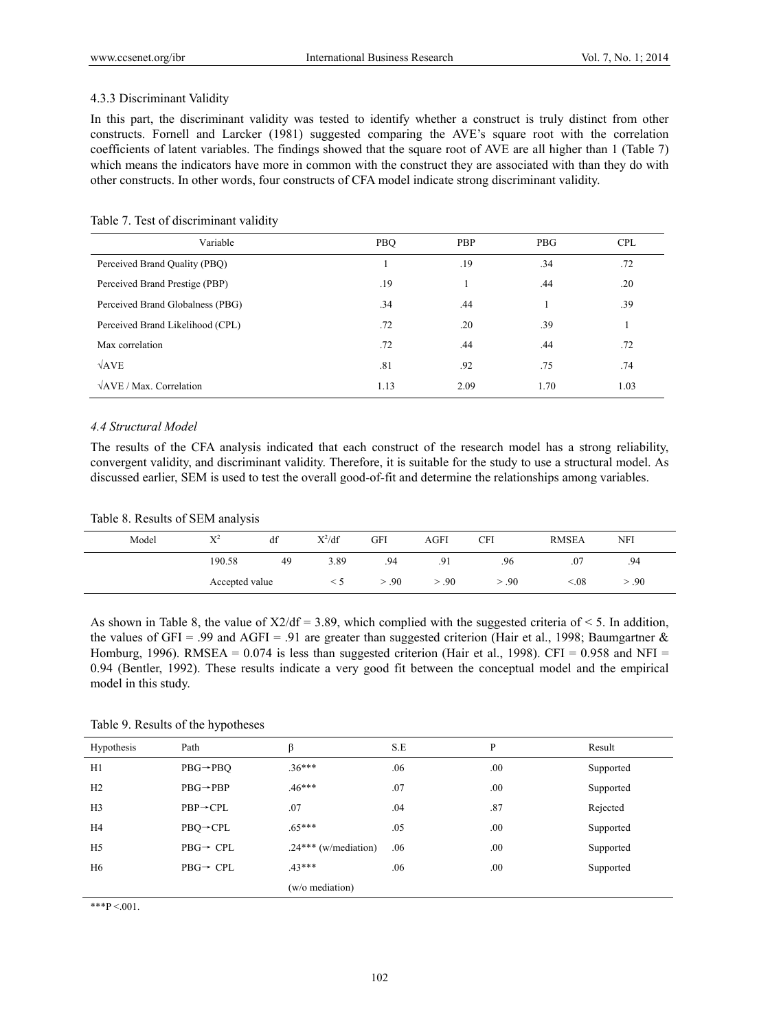#### 4.3.3 Discriminant Validity

In this part, the discriminant validity was tested to identify whether a construct is truly distinct from other constructs. Fornell and Larcker (1981) suggested comparing the AVE's square root with the correlation coefficients of latent variables. The findings showed that the square root of AVE are all higher than 1 (Table 7) which means the indicators have more in common with the construct they are associated with than they do with other constructs. In other words, four constructs of CFA model indicate strong discriminant validity.

Table 7. Test of discriminant validity

| Variable | PBQ | PBP | PBG | CPL |
|---|---|---|---|---|
| Perceived Brand Quality (PBQ) | 1 | .19 | .34 | .72 |
| Perceived Brand Prestige (PBP) | .19 | 1 | .44 | .20 |
| Perceived Brand Globalness (PBG) | .34 | .44 | 1 | .39 |
| Perceived Brand Likelihood (CPL) | .72 | .20 | .39 | 1 |
| Max correlation | .72 | .44 | .44 | .72 |
| √AVE | .81 | .92 | .75 | .74 |
| √AVE / Max. Correlation | 1.13 | 2.09 | 1.70 | 1.03 |

### *4.4 Structural Model*

The results of the CFA analysis indicated that each construct of the research model has a strong reliability, convergent validity, and discriminant validity. Therefore, it is suitable for the study to use a structural model. As discussed earlier, SEM is used to test the overall good-of-fit and determine the relationships among variables.

Table 8. Results of SEM analysis

| Model | $X^2$ | df | $X^2$/df | GFI | AGFI | CFI | RMSEA | NFI |
|---|---|---|---|---|---|---|---|---|
| | 190.58 | 49 | 3.89 | .94 | .91 | .96 | .07 | .94 |
| | Accepted value | | < 5 | > .90 | > .90 | > .90 | <.08 | > .90 |

As shown in Table 8, the value of X2/df = 3.89, which complied with the suggested criteria of < 5. In addition, the values of GFI = .99 and AGFI = .91 are greater than suggested criterion (Hair et al., 1998; Baumgartner & Homburg, 1996). RMSEA = 0.074 is less than suggested criterion (Hair et al., 1998). CFI = 0.958 and NFI = 0.94 (Bentler, 1992). These results indicate a very good fit between the conceptual model and the empirical model in this study.

Table 9. Results of the hypotheses

| Hypothesis | Path | β | S.E | P | Result |
|---|---|---|---|---|---|
| H1 | PBG→PBQ | .36*** | .06 | .00 | Supported |
| H2 | PBG→PBP | .46*** | .07 | .00 | Supported |
| H3 | PBP→CPL | .07 | .04 | .87 | Rejected |
| H4 | PBQ→CPL | .65*** | .05 | .00 | Supported |
| H5 | PBG→ CPL | .24*** (w/mediation) | .06 | .00 | Supported |
| H6 | PBG→ CPL | .43*** (w/o mediation) | .06 | .00 | Supported |

***P <.001.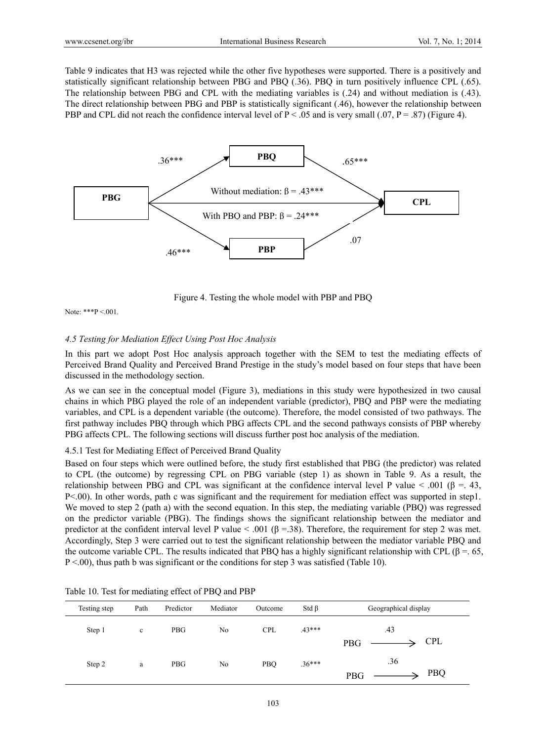Table 9 indicates that H3 was rejected while the other five hypotheses were supported. There is a positively and statistically significant relationship between PBG and PBQ (.36). PBQ in turn positively influence CPL (.65). The relationship between PBG and CPL with the mediating variables is (.24) and without mediation is (.43). The direct relationship between PBG and PBP is statistically significant (.46), however the relationship between PBP and CPL did not reach the confidence interval level of P < .05 and is very small (.07, P = .87) (Figure 4).

PBG

PBQ

PBP

CPL

.36***

.65***

Without mediation: β = .43***

With PBQ and PBP: β = .24***

.46***

.07

Figure 4. Testing the whole model with PBP and PBQ

Note: ***P <.001.

### *4.5 Testing for Mediation Effect Using Post Hoc Analysis*

In this part we adopt Post Hoc analysis approach together with the SEM to test the mediating effects of Perceived Brand Quality and Perceived Brand Prestige in the study's model based on four steps that have been discussed in the methodology section.

As we can see in the conceptual model (Figure 3), mediations in this study were hypothesized in two causal chains in which PBG played the role of an independent variable (predictor), PBQ and PBP were the mediating variables, and CPL is a dependent variable (the outcome). Therefore, the model consisted of two pathways. The first pathway includes PBQ through which PBG affects CPL and the second pathways consists of PBP whereby PBG affects CPL. The following sections will discuss further post hoc analysis of the mediation.

#### 4.5.1 Test for Mediating Effect of Perceived Brand Quality

Based on four steps which were outlined before, the study first established that PBG (the predictor) was related to CPL (the outcome) by regressing CPL on PBG variable (step 1) as shown in Table 9. As a result, the relationship between PBG and CPL was significant at the confidence interval level P value < .001 (β =. 43, P<.00). In other words, path c was significant and the requirement for mediation effect was supported in step1. We moved to step 2 (path a) with the second equation. In this step, the mediating variable (PBQ) was regressed on the predictor variable (PBG). The findings shows the significant relationship between the mediator and predictor at the confident interval level P value < .001 (β =.38). Therefore, the requirement for step 2 was met. Accordingly, Step 3 were carried out to test the significant relationship between the mediator variable PBQ and the outcome variable CPL. The results indicated that PBQ has a highly significant relationship with CPL (β =. 65, P <.00), thus path b was significant or the conditions for step 3 was satisfied (Table 10).

Table 10. Test for mediating effect of PBQ and PBP

| Testing step | Path | Predictor | Mediator | Outcome | Std β | Geographical display |
|---|---|---|---|---|---|---|
| Step 1 | c | PBG | No | CPL | .43*** | PBG —.43→ CPL |
| Step 2 | a | PBG | No | PBQ | .36*** | PBG —.36→ PBQ |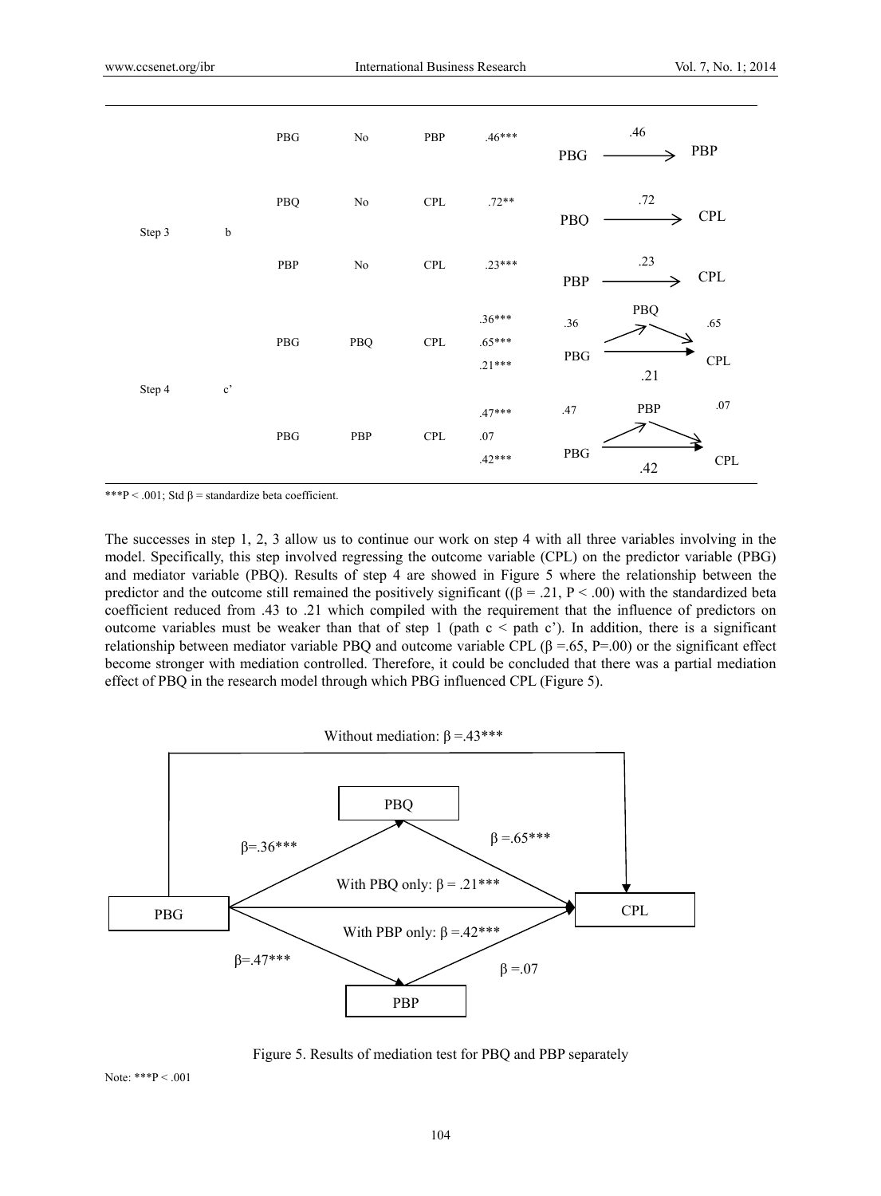| | | | | | | |
|---|---|---|---|---|---|---|
| | | PBG | No | PBP | .46*** | PBG → PBP (.46) |
| Step 3 | b | PBQ | No | CPL | .72** | PBQ → CPL (.72) |
| | | PBP | No | CPL | .23*** | PBP → CPL (.23) |
| Step 4 | c' | PBG | PBQ | CPL | .36***<br>.65***<br>.21*** | PBG → PBQ (.36); PBQ → CPL (.65); PBG → CPL (.21) |
| | | PBG | PBP | CPL | .47***<br>.07<br>.42*** | PBG → PBP (.47); PBP → CPL (.07); PBG → CPL (.42) |

***P < .001; Std β = standardize beta coefficient.

The successes in step 1, 2, 3 allow us to continue our work on step 4 with all three variables involving in the model. Specifically, this step involved regressing the outcome variable (CPL) on the predictor variable (PBG) and mediator variable (PBQ). Results of step 4 are showed in Figure 5 where the relationship between the predictor and the outcome still remained the positively significant (($\beta = .21$, $P < .00$) with the standardized beta coefficient reduced from .43 to .21 which compiled with the requirement that the influence of predictors on outcome variables must be weaker than that of step 1 (path c < path c'). In addition, there is a significant relationship between mediator variable PBQ and outcome variable CPL ($\beta = .65$, $P = .00$) or the significant effect become stronger with mediation controlled. Therefore, it could be concluded that there was a partial mediation effect of PBQ in the research model through which PBG influenced CPL (Figure 5).

Without mediation: β =.43***

PBQ

β=.36***

β =.65***

With PBQ only: β = .21***

PBG

CPL

With PBP only: β =.42***

β=.47***

β =.07

PBP

Figure 5. Results of mediation test for PBQ and PBP separately

Note: ***P < .001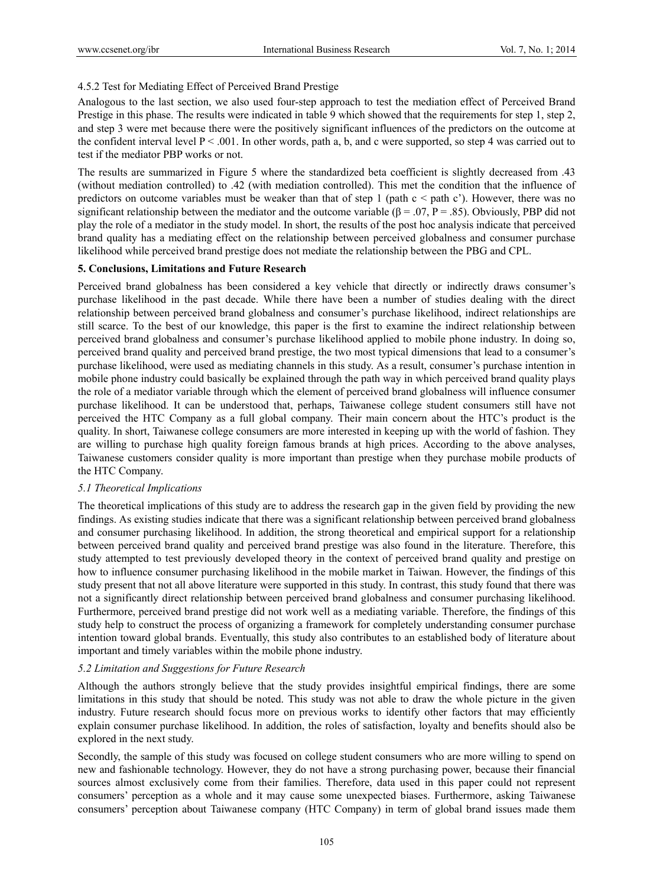#### 4.5.2 Test for Mediating Effect of Perceived Brand Prestige

Analogous to the last section, we also used four-step approach to test the mediation effect of Perceived Brand Prestige in this phase. The results were indicated in table 9 which showed that the requirements for step 1, step 2, and step 3 were met because there were the positively significant influences of the predictors on the outcome at the confident interval level $P < .001$. In other words, path a, b, and c were supported, so step 4 was carried out to test if the mediator PBP works or not.

The results are summarized in Figure 5 where the standardized beta coefficient is slightly decreased from .43 (without mediation controlled) to .42 (with mediation controlled). This met the condition that the influence of predictors on outcome variables must be weaker than that of step 1 (path c < path c'). However, there was no significant relationship between the mediator and the outcome variable ($\beta = .07$, $P = .85$). Obviously, PBP did not play the role of a mediator in the study model. In short, the results of the post hoc analysis indicate that perceived brand quality has a mediating effect on the relationship between perceived globalness and consumer purchase likelihood while perceived brand prestige does not mediate the relationship between the PBG and CPL.

## 5. Conclusions, Limitations and Future Research

Perceived brand globalness has been considered a key vehicle that directly or indirectly draws consumer's purchase likelihood in the past decade. While there have been a number of studies dealing with the direct relationship between perceived brand globalness and consumer's purchase likelihood, indirect relationships are still scarce. To the best of our knowledge, this paper is the first to examine the indirect relationship between perceived brand globalness and consumer's purchase likelihood applied to mobile phone industry. In doing so, perceived brand quality and perceived brand prestige, the two most typical dimensions that lead to a consumer's purchase likelihood, were used as mediating channels in this study. As a result, consumer's purchase intention in mobile phone industry could basically be explained through the path way in which perceived brand quality plays the role of a mediator variable through which the element of perceived brand globalness will influence consumer purchase likelihood. It can be understood that, perhaps, Taiwanese college student consumers still have not perceived the HTC Company as a full global company. Their main concern about the HTC's product is the quality. In short, Taiwanese college consumers are more interested in keeping up with the world of fashion. They are willing to purchase high quality foreign famous brands at high prices. According to the above analyses, Taiwanese customers consider quality is more important than prestige when they purchase mobile products of the HTC Company.

### *5.1 Theoretical Implications*

The theoretical implications of this study are to address the research gap in the given field by providing the new findings. As existing studies indicate that there was a significant relationship between perceived brand globalness and consumer purchasing likelihood. In addition, the strong theoretical and empirical support for a relationship between perceived brand quality and perceived brand prestige was also found in the literature. Therefore, this study attempted to test previously developed theory in the context of perceived brand quality and prestige on how to influence consumer purchasing likelihood in the mobile market in Taiwan. However, the findings of this study present that not all above literature were supported in this study. In contrast, this study found that there was not a significantly direct relationship between perceived brand globalness and consumer purchasing likelihood. Furthermore, perceived brand prestige did not work well as a mediating variable. Therefore, the findings of this study help to construct the process of organizing a framework for completely understanding consumer purchase intention toward global brands. Eventually, this study also contributes to an established body of literature about important and timely variables within the mobile phone industry.

### *5.2 Limitation and Suggestions for Future Research*

Although the authors strongly believe that the study provides insightful empirical findings, there are some limitations in this study that should be noted. This study was not able to draw the whole picture in the given industry. Future research should focus more on previous works to identify other factors that may efficiently explain consumer purchase likelihood. In addition, the roles of satisfaction, loyalty and benefits should also be explored in the next study.

Secondly, the sample of this study was focused on college student consumers who are more willing to spend on new and fashionable technology. However, they do not have a strong purchasing power, because their financial sources almost exclusively come from their families. Therefore, data used in this paper could not represent consumers' perception as a whole and it may cause some unexpected biases. Furthermore, asking Taiwanese consumers' perception about Taiwanese company (HTC Company) in term of global brand issues made them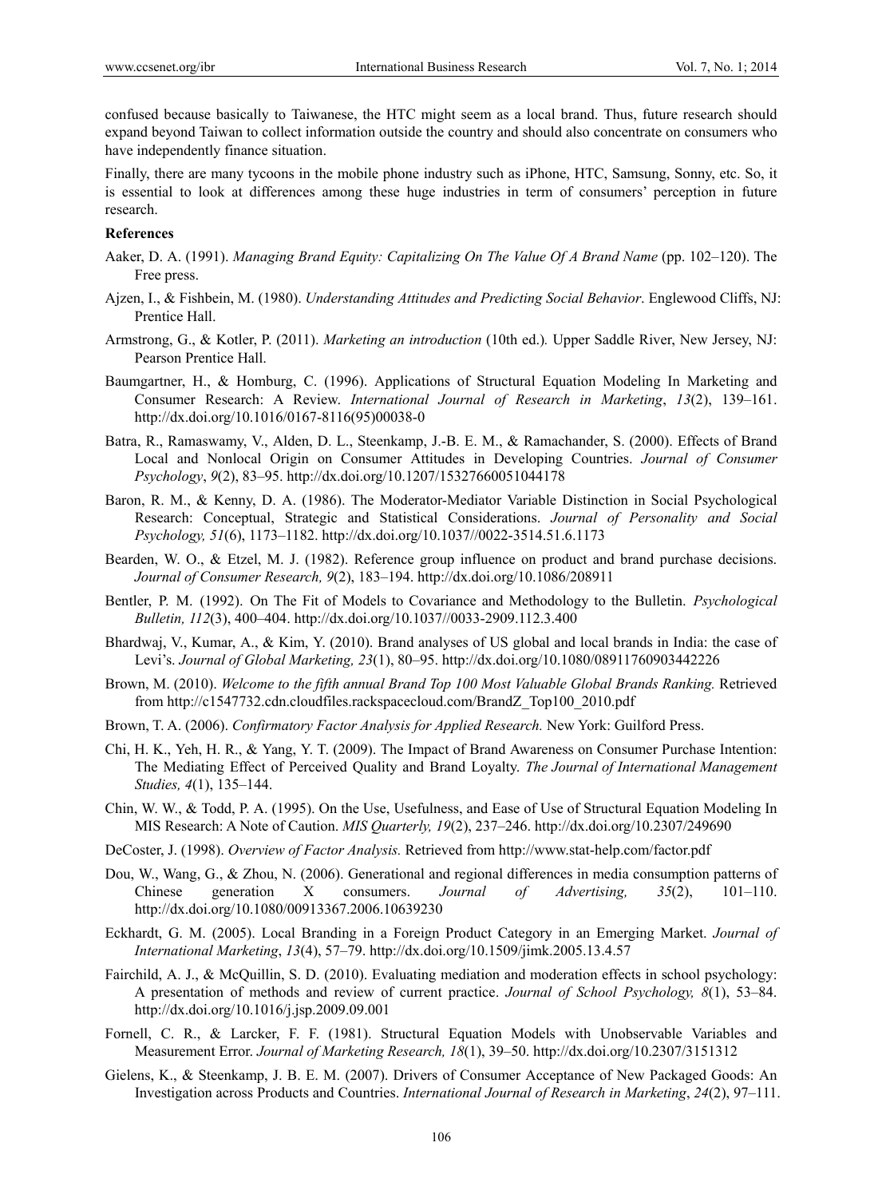confused because basically to Taiwanese, the HTC might seem as a local brand. Thus, future research should expand beyond Taiwan to collect information outside the country and should also concentrate on consumers who have independently finance situation.

Finally, there are many tycoons in the mobile phone industry such as iPhone, HTC, Samsung, Sonny, etc. So, it is essential to look at differences among these huge industries in term of consumers' perception in future research.

**References**

Aaker, D. A. (1991). *Managing Brand Equity: Capitalizing On The Value Of A Brand Name* (pp. 102–120). The Free press.

Ajzen, I., & Fishbein, M. (1980). *Understanding Attitudes and Predicting Social Behavior*. Englewood Cliffs, NJ: Prentice Hall.

Armstrong, G., & Kotler, P. (2011). *Marketing an introduction* (10th ed.). Upper Saddle River, New Jersey, NJ: Pearson Prentice Hall.

Baumgartner, H., & Homburg, C. (1996). Applications of Structural Equation Modeling In Marketing and Consumer Research: A Review. *International Journal of Research in Marketing*, *13*(2), 139–161. http://dx.doi.org/10.1016/0167-8116(95)00038-0

Batra, R., Ramaswamy, V., Alden, D. L., Steenkamp, J.-B. E. M., & Ramachander, S. (2000). Effects of Brand Local and Nonlocal Origin on Consumer Attitudes in Developing Countries. *Journal of Consumer Psychology*, *9*(2), 83–95. http://dx.doi.org/10.1207/15327660051044178

Baron, R. M., & Kenny, D. A. (1986). The Moderator-Mediator Variable Distinction in Social Psychological Research: Conceptual, Strategic and Statistical Considerations. *Journal of Personality and Social Psychology, 51*(6), 1173–1182. http://dx.doi.org/10.1037//0022-3514.51.6.1173

Bearden, W. O., & Etzel, M. J. (1982). Reference group influence on product and brand purchase decisions. *Journal of Consumer Research, 9*(2), 183–194. http://dx.doi.org/10.1086/208911

Bentler, P. M. (1992). On The Fit of Models to Covariance and Methodology to the Bulletin. *Psychological Bulletin, 112*(3), 400–404. http://dx.doi.org/10.1037//0033-2909.112.3.400

Bhardwaj, V., Kumar, A., & Kim, Y. (2010). Brand analyses of US global and local brands in India: the case of Levi's. *Journal of Global Marketing, 23*(1), 80–95. http://dx.doi.org/10.1080/08911760903442226

Brown, M. (2010). *Welcome to the fifth annual Brand Top 100 Most Valuable Global Brands Ranking.* Retrieved from http://c1547732.cdn.cloudfiles.rackspacecloud.com/BrandZ_Top100_2010.pdf

Brown, T. A. (2006). *Confirmatory Factor Analysis for Applied Research.* New York: Guilford Press.

Chi, H. K., Yeh, H. R., & Yang, Y. T. (2009). The Impact of Brand Awareness on Consumer Purchase Intention: The Mediating Effect of Perceived Quality and Brand Loyalty. *The Journal of International Management Studies, 4*(1), 135–144.

Chin, W. W., & Todd, P. A. (1995). On the Use, Usefulness, and Ease of Use of Structural Equation Modeling In MIS Research: A Note of Caution. *MIS Quarterly, 19*(2), 237–246. http://dx.doi.org/10.2307/249690

DeCoster, J. (1998). *Overview of Factor Analysis.* Retrieved from http://www.stat-help.com/factor.pdf

Dou, W., Wang, G., & Zhou, N. (2006). Generational and regional differences in media consumption patterns of Chinese generation X consumers. *Journal of Advertising, 35*(2), 101–110. http://dx.doi.org/10.1080/00913367.2006.10639230

Eckhardt, G. M. (2005). Local Branding in a Foreign Product Category in an Emerging Market. *Journal of International Marketing*, *13*(4), 57–79. http://dx.doi.org/10.1509/jimk.2005.13.4.57

Fairchild, A. J., & McQuillin, S. D. (2010). Evaluating mediation and moderation effects in school psychology: A presentation of methods and review of current practice. *Journal of School Psychology, 8*(1), 53–84. http://dx.doi.org/10.1016/j.jsp.2009.09.001

Fornell, C. R., & Larcker, F. F. (1981). Structural Equation Models with Unobservable Variables and Measurement Error. *Journal of Marketing Research, 18*(1), 39–50. http://dx.doi.org/10.2307/3151312

Gielens, K., & Steenkamp, J. B. E. M. (2007). Drivers of Consumer Acceptance of New Packaged Goods: An Investigation across Products and Countries. *International Journal of Research in Marketing*, *24*(2), 97–111.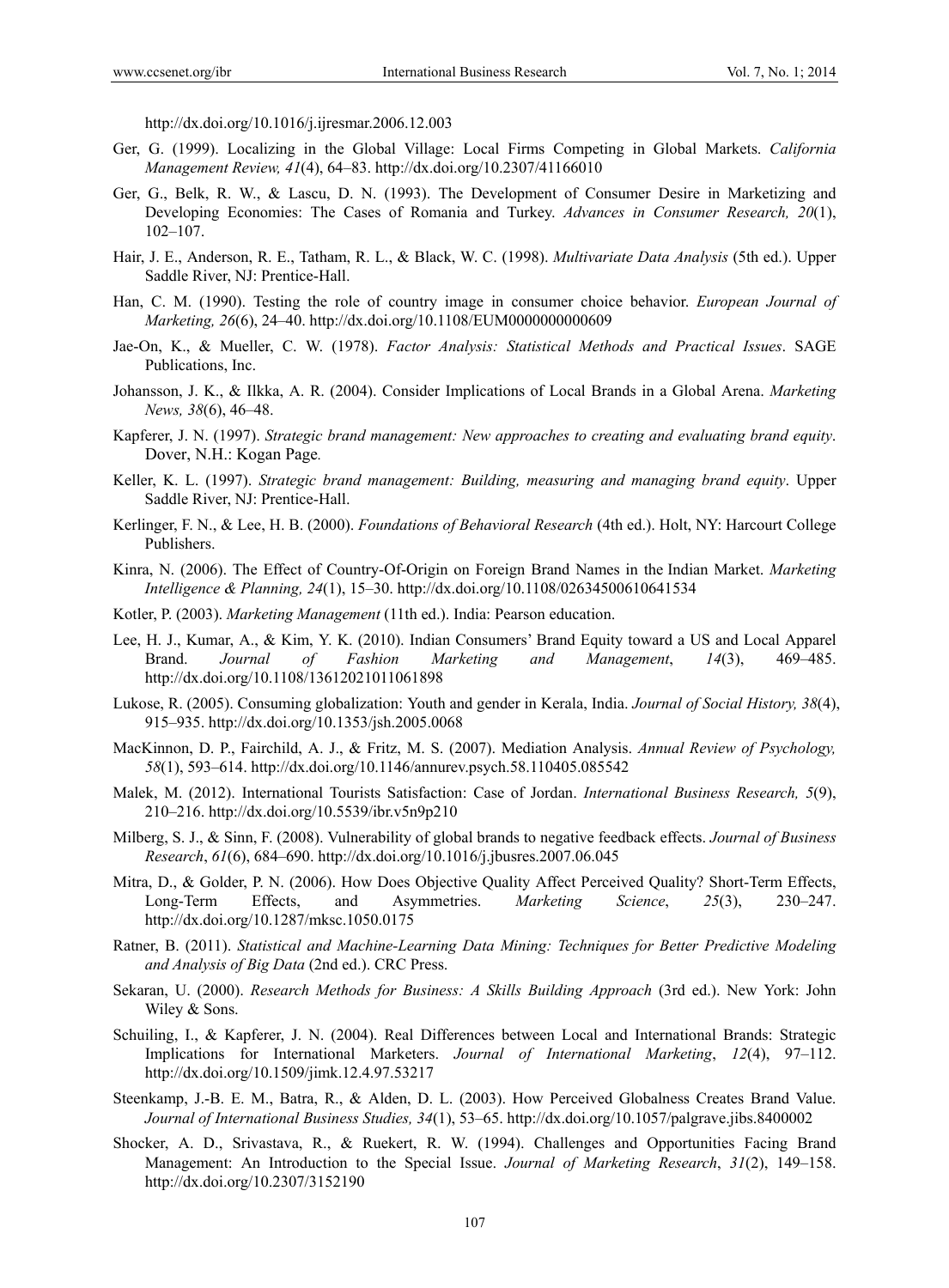http://dx.doi.org/10.1016/j.ijresmar.2006.12.003

Ger, G. (1999). Localizing in the Global Village: Local Firms Competing in Global Markets. *California Management Review, 41*(4), 64–83. http://dx.doi.org/10.2307/41166010

Ger, G., Belk, R. W., & Lascu, D. N. (1993). The Development of Consumer Desire in Marketizing and Developing Economies: The Cases of Romania and Turkey. *Advances in Consumer Research, 20*(1), 102–107.

Hair, J. E., Anderson, R. E., Tatham, R. L., & Black, W. C. (1998). *Multivariate Data Analysis* (5th ed.). Upper Saddle River, NJ: Prentice-Hall.

Han, C. M. (1990). Testing the role of country image in consumer choice behavior. *European Journal of Marketing, 26*(6), 24–40. http://dx.doi.org/10.1108/EUM0000000000609

Jae-On, K., & Mueller, C. W. (1978). *Factor Analysis: Statistical Methods and Practical Issues*. SAGE Publications, Inc.

Johansson, J. K., & Ilkka, A. R. (2004). Consider Implications of Local Brands in a Global Arena. *Marketing News, 38*(6), 46–48.

Kapferer, J. N. (1997). *Strategic brand management: New approaches to creating and evaluating brand equity*. Dover, N.H.: Kogan Page.

Keller, K. L. (1997). *Strategic brand management: Building, measuring and managing brand equity*. Upper Saddle River, NJ: Prentice-Hall.

Kerlinger, F. N., & Lee, H. B. (2000). *Foundations of Behavioral Research* (4th ed.). Holt, NY: Harcourt College Publishers.

Kinra, N. (2006). The Effect of Country-Of-Origin on Foreign Brand Names in the Indian Market. *Marketing Intelligence & Planning, 24*(1), 15–30. http://dx.doi.org/10.1108/02634500610641534

Kotler, P. (2003). *Marketing Management* (11th ed.). India: Pearson education.

Lee, H. J., Kumar, A., & Kim, Y. K. (2010). Indian Consumers' Brand Equity toward a US and Local Apparel Brand. *Journal of Fashion Marketing and Management*, *14*(3), 469–485. http://dx.doi.org/10.1108/13612021011061898

Lukose, R. (2005). Consuming globalization: Youth and gender in Kerala, India. *Journal of Social History, 38*(4), 915–935. http://dx.doi.org/10.1353/jsh.2005.0068

MacKinnon, D. P., Fairchild, A. J., & Fritz, M. S. (2007). Mediation Analysis. *Annual Review of Psychology, 58*(1), 593–614. http://dx.doi.org/10.1146/annurev.psych.58.110405.085542

Malek, M. (2012). International Tourists Satisfaction: Case of Jordan. *International Business Research, 5*(9), 210–216. http://dx.doi.org/10.5539/ibr.v5n9p210

Milberg, S. J., & Sinn, F. (2008). Vulnerability of global brands to negative feedback effects. *Journal of Business Research*, *61*(6), 684–690. http://dx.doi.org/10.1016/j.jbusres.2007.06.045

Mitra, D., & Golder, P. N. (2006). How Does Objective Quality Affect Perceived Quality? Short-Term Effects, Long-Term Effects, and Asymmetries. *Marketing Science*, *25*(3), 230–247. http://dx.doi.org/10.1287/mksc.1050.0175

Ratner, B. (2011). *Statistical and Machine-Learning Data Mining: Techniques for Better Predictive Modeling and Analysis of Big Data* (2nd ed.). CRC Press.

Sekaran, U. (2000). *Research Methods for Business: A Skills Building Approach* (3rd ed.). New York: John Wiley & Sons.

Schuiling, I., & Kapferer, J. N. (2004). Real Differences between Local and International Brands: Strategic Implications for International Marketers. *Journal of International Marketing*, *12*(4), 97–112. http://dx.doi.org/10.1509/jimk.12.4.97.53217

Steenkamp, J.-B. E. M., Batra, R., & Alden, D. L. (2003). How Perceived Globalness Creates Brand Value. *Journal of International Business Studies, 34*(1), 53–65. http://dx.doi.org/10.1057/palgrave.jibs.8400002

Shocker, A. D., Srivastava, R., & Ruekert, R. W. (1994). Challenges and Opportunities Facing Brand Management: An Introduction to the Special Issue. *Journal of Marketing Research*, *31*(2), 149–158. http://dx.doi.org/10.2307/3152190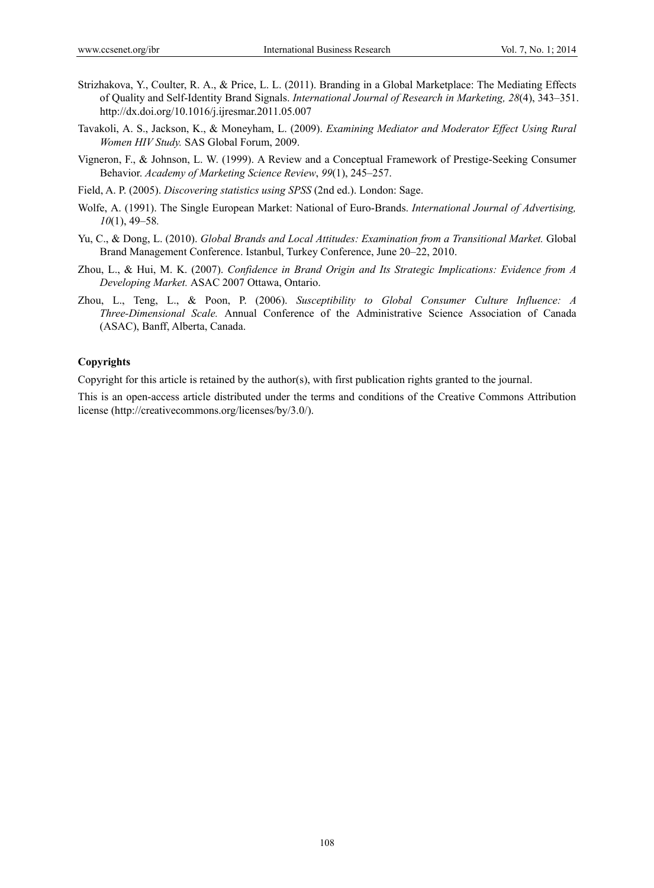Strizhakova, Y., Coulter, R. A., & Price, L. L. (2011). Branding in a Global Marketplace: The Mediating Effects of Quality and Self-Identity Brand Signals. *International Journal of Research in Marketing, 28*(4), 343–351. http://dx.doi.org/10.1016/j.ijresmar.2011.05.007

Tavakoli, A. S., Jackson, K., & Moneyham, L. (2009). *Examining Mediator and Moderator Effect Using Rural Women HIV Study.* SAS Global Forum, 2009.

Vigneron, F., & Johnson, L. W. (1999). A Review and a Conceptual Framework of Prestige-Seeking Consumer Behavior. *Academy of Marketing Science Review*, *99*(1), 245–257.

Field, A. P. (2005). *Discovering statistics using SPSS* (2nd ed.). London: Sage.

Wolfe, A. (1991). The Single European Market: National of Euro-Brands. *International Journal of Advertising, 10*(1), 49–58.

Yu, C., & Dong, L. (2010). *Global Brands and Local Attitudes: Examination from a Transitional Market.* Global Brand Management Conference. Istanbul, Turkey Conference, June 20–22, 2010.

Zhou, L., & Hui, M. K. (2007). *Confidence in Brand Origin and Its Strategic Implications: Evidence from A Developing Market.* ASAC 2007 Ottawa, Ontario.

Zhou, L., Teng, L., & Poon, P. (2006). *Susceptibility to Global Consumer Culture Influence: A Three-Dimensional Scale.* Annual Conference of the Administrative Science Association of Canada (ASAC), Banff, Alberta, Canada.

**Copyrights**

Copyright for this article is retained by the author(s), with first publication rights granted to the journal.

This is an open-access article distributed under the terms and conditions of the Creative Commons Attribution license (http://creativecommons.org/licenses/by/3.0/).